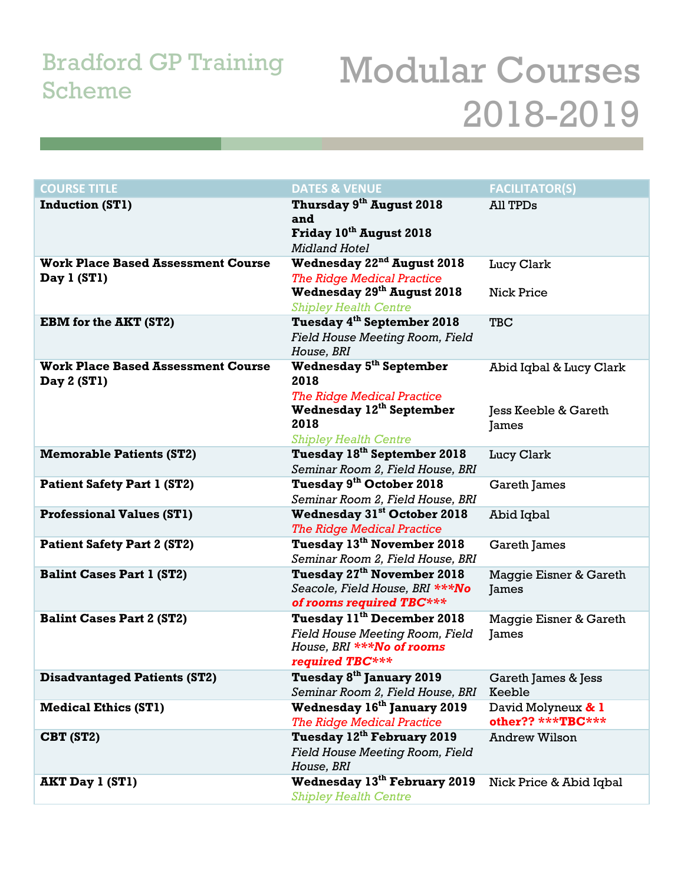Bradford GP Training Scheme

# Modular Courses 2018-2019

| COURSE TITLE | DATES & VENUE | FACILITATOR(S) |
|---|---|---|
| **Induction (ST1)** | **Thursday 9th August 2018 and Friday 10th August 2018** *Midland Hotel* | All TPDs |
| **Work Place Based Assessment Course Day 1 (ST1)** | **Wednesday 22nd August 2018** *The Ridge Medical Practice* **Wednesday 29th August 2018** *Shipley Health Centre* | Lucy Clark<br>Nick Price |
| **EBM for the AKT (ST2)** | **Tuesday 4th September 2018** *Field House Meeting Room, Field House, BRI* | TBC |
| **Work Place Based Assessment Course Day 2 (ST1)** | **Wednesday 5th September 2018** *The Ridge Medical Practice* **Wednesday 12th September 2018** *Shipley Health Centre* | Abid Iqbal & Lucy Clark<br>Jess Keeble & Gareth James |
| **Memorable Patients (ST2)** | **Tuesday 18th September 2018** *Seminar Room 2, Field House, BRI* | Lucy Clark |
| **Patient Safety Part 1 (ST2)** | **Tuesday 9th October 2018** *Seminar Room 2, Field House, BRI* | Gareth James |
| **Professional Values (ST1)** | **Wednesday 31st October 2018** *The Ridge Medical Practice* | Abid Iqbal |
| **Patient Safety Part 2 (ST2)** | **Tuesday 13th November 2018** *Seminar Room 2, Field House, BRI* | Gareth James |
| **Balint Cases Part 1 (ST2)** | **Tuesday 27th November 2018** *Seacole, Field House, BRI* ***No of rooms required TBC*** | Maggie Eisner & Gareth James |
| **Balint Cases Part 2 (ST2)** | **Tuesday 11th December 2018** *Field House Meeting Room, Field House, BRI* ***No of rooms required TBC*** | Maggie Eisner & Gareth James |
| **Disadvantaged Patients (ST2)** | **Tuesday 8th January 2019** *Seminar Room 2, Field House, BRI* | Gareth James & Jess Keeble |
| **Medical Ethics (ST1)** | **Wednesday 16th January 2019** *The Ridge Medical Practice* | David Molyneux **& 1 other?? ***TBC***** |
| **CBT (ST2)** | **Tuesday 12th February 2019** *Field House Meeting Room, Field House, BRI* | Andrew Wilson |
| **AKT Day 1 (ST1)** | **Wednesday 13th February 2019** *Shipley Health Centre* | Nick Price & Abid Iqbal |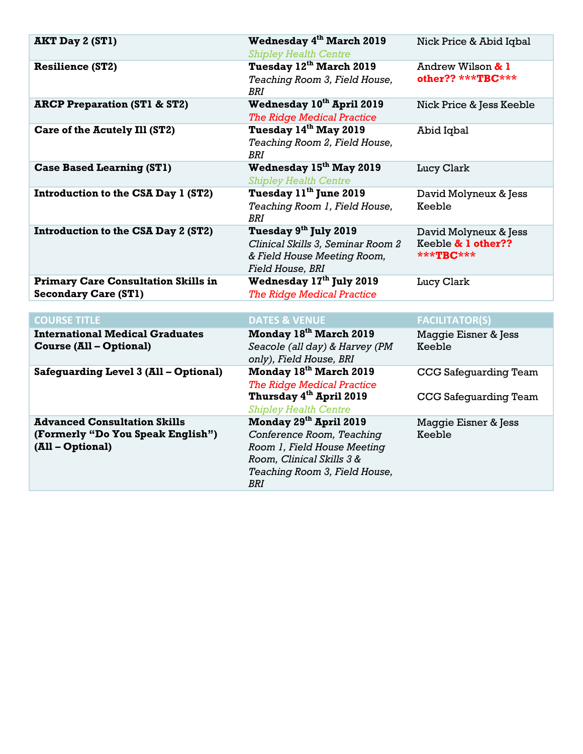| | | |
|---|---|---|
| **AKT Day 2 (ST1)** | **Wednesday 4th March 2019** *Shipley Health Centre* | Nick Price & Abid Iqbal |
| **Resilience (ST2)** | **Tuesday 12th March 2019** *Teaching Room 3, Field House, BRI* | Andrew Wilson **& 1 other?? ***TBC***** |
| **ARCP Preparation (ST1 & ST2)** | **Wednesday 10th April 2019** *The Ridge Medical Practice* | Nick Price & Jess Keeble |
| **Care of the Acutely Ill (ST2)** | **Tuesday 14th May 2019** *Teaching Room 2, Field House, BRI* | Abid Iqbal |
| **Case Based Learning (ST1)** | **Wednesday 15th May 2019** *Shipley Health Centre* | Lucy Clark |
| **Introduction to the CSA Day 1 (ST2)** | **Tuesday 11th June 2019** *Teaching Room 1, Field House, BRI* | David Molyneux & Jess Keeble |
| **Introduction to the CSA Day 2 (ST2)** | **Tuesday 9th July 2019** *Clinical Skills 3, Seminar Room 2 & Field House Meeting Room, Field House, BRI* | David Molyneux & Jess Keeble **& 1 other?? ***TBC***** |
| **Primary Care Consultation Skills in Secondary Care (ST1)** | **Wednesday 17th July 2019** *The Ridge Medical Practice* | Lucy Clark |

| COURSE TITLE | DATES & VENUE | FACILITATOR(S) |
|---|---|---|
| **International Medical Graduates Course (All – Optional)** | **Monday 18th March 2019** *Seacole (all day) & Harvey (PM only), Field House, BRI* | Maggie Eisner & Jess Keeble |
| **Safeguarding Level 3 (All – Optional)** | **Monday 18th March 2019** *The Ridge Medical Practice* **Thursday 4th April 2019** *Shipley Health Centre* | CCG Safeguarding Team CCG Safeguarding Team |
| **Advanced Consultation Skills (Formerly "Do You Speak English") (All – Optional)** | **Monday 29th April 2019** *Conference Room, Teaching Room 1, Field House Meeting Room, Clinical Skills 3 & Teaching Room 3, Field House, BRI* | Maggie Eisner & Jess Keeble |